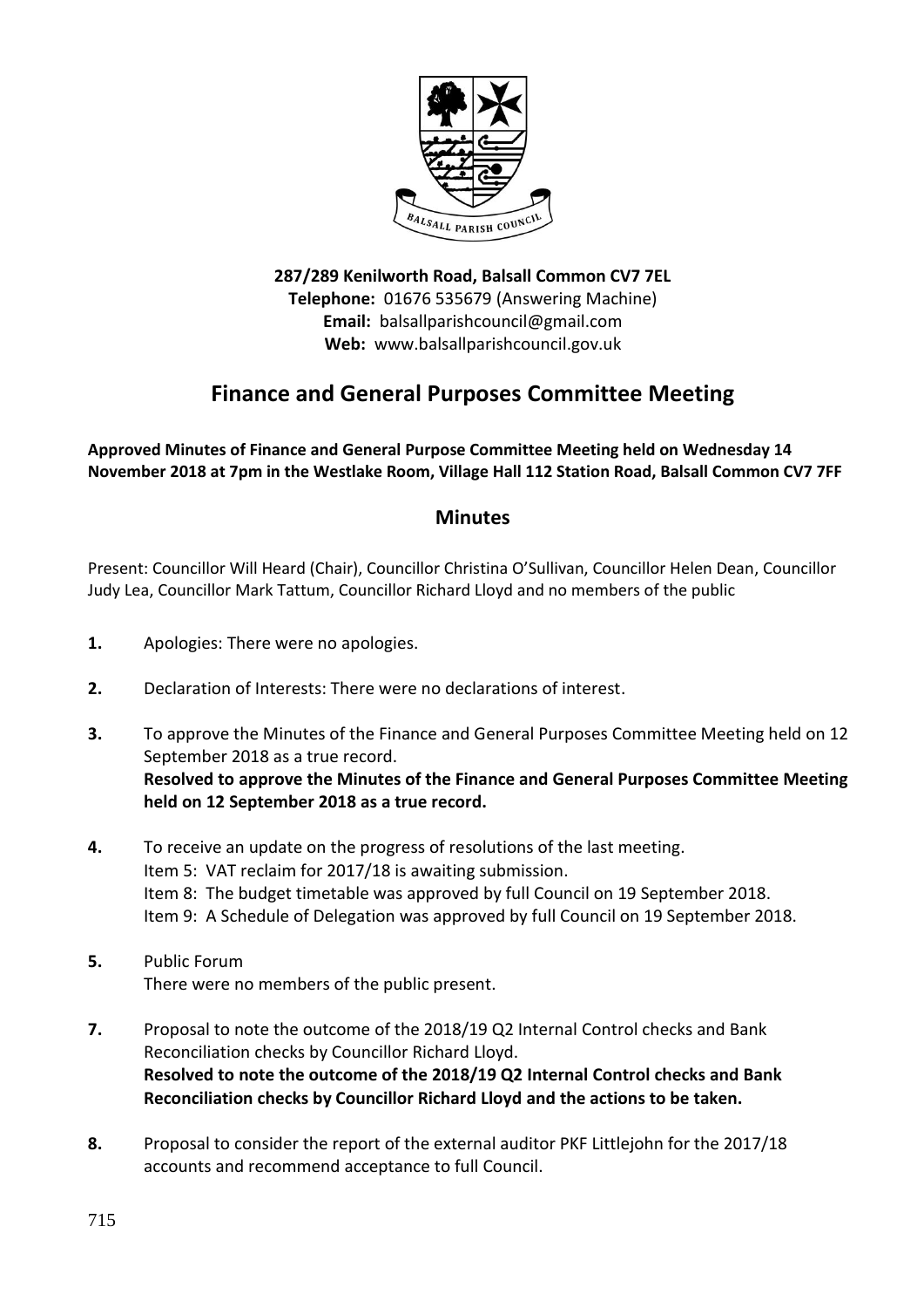**287/289 Kenilworth Road, Balsall Common CV7 7EL**
**Telephone:** 01676 535679 (Answering Machine)
**Email:** balsallparishcouncil@gmail.com
**Web:** www.balsallparishcouncil.gov.uk

# Finance and General Purposes Committee Meeting

**Approved Minutes of Finance and General Purpose Committee Meeting held on Wednesday 14 November 2018 at 7pm in the Westlake Room, Village Hall 112 Station Road, Balsall Common CV7 7FF**

## Minutes

Present: Councillor Will Heard (Chair), Councillor Christina O'Sullivan, Councillor Helen Dean, Councillor Judy Lea, Councillor Mark Tattum, Councillor Richard Lloyd and no members of the public

**1.** Apologies: There were no apologies.

**2.** Declaration of Interests: There were no declarations of interest.

**3.** To approve the Minutes of the Finance and General Purposes Committee Meeting held on 12 September 2018 as a true record.
**Resolved to approve the Minutes of the Finance and General Purposes Committee Meeting held on 12 September 2018 as a true record.**

**4.** To receive an update on the progress of resolutions of the last meeting.
Item 5: VAT reclaim for 2017/18 is awaiting submission.
Item 8: The budget timetable was approved by full Council on 19 September 2018.
Item 9: A Schedule of Delegation was approved by full Council on 19 September 2018.

**5.** Public Forum
There were no members of the public present.

**7.** Proposal to note the outcome of the 2018/19 Q2 Internal Control checks and Bank Reconciliation checks by Councillor Richard Lloyd.
**Resolved to note the outcome of the 2018/19 Q2 Internal Control checks and Bank Reconciliation checks by Councillor Richard Lloyd and the actions to be taken.**

**8.** Proposal to consider the report of the external auditor PKF Littlejohn for the 2017/18 accounts and recommend acceptance to full Council.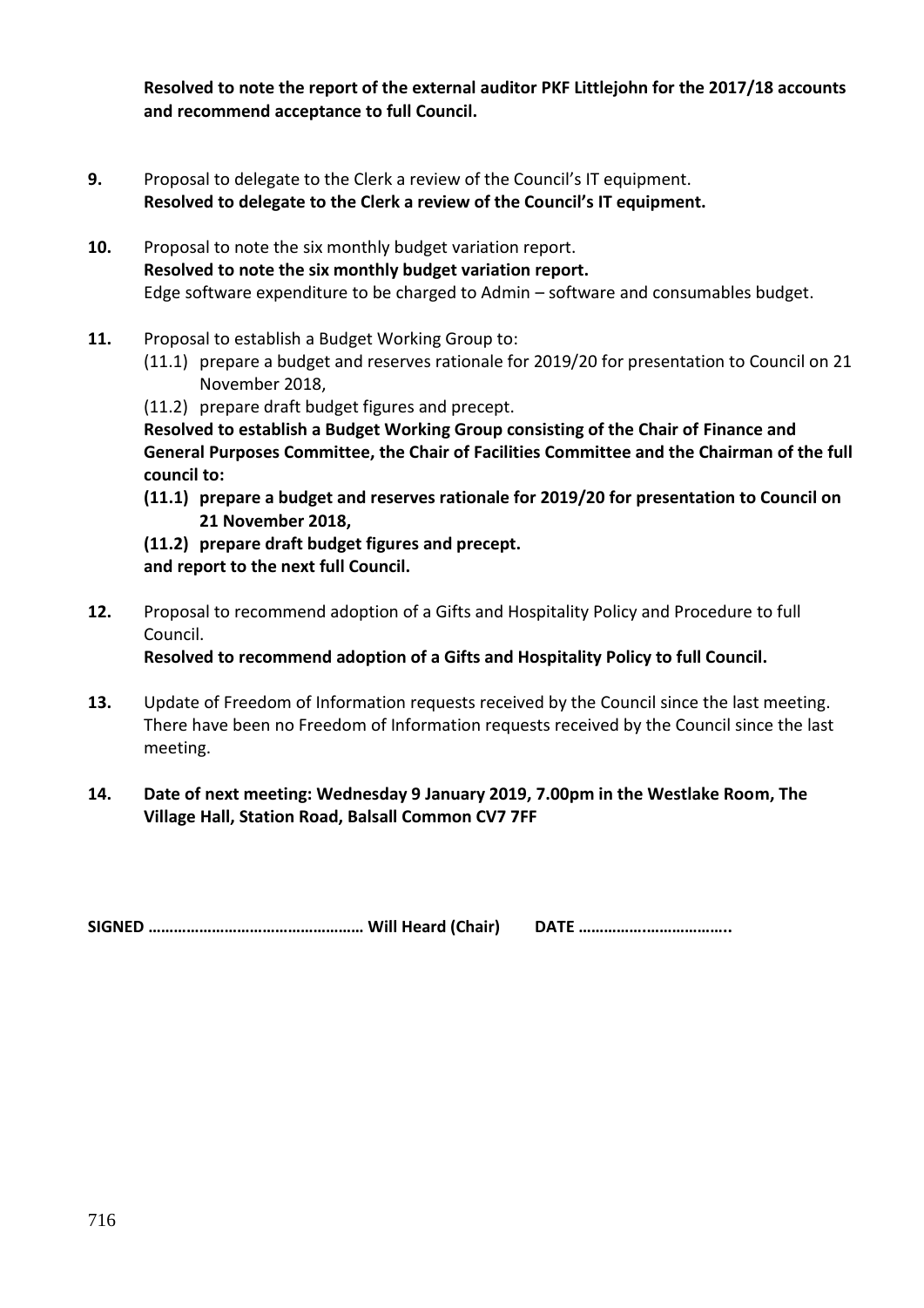**Resolved to note the report of the external auditor PKF Littlejohn for the 2017/18 accounts and recommend acceptance to full Council.**

**9.** Proposal to delegate to the Clerk a review of the Council's IT equipment.
**Resolved to delegate to the Clerk a review of the Council's IT equipment.**

**10.** Proposal to note the six monthly budget variation report.
**Resolved to note the six monthly budget variation report.**
Edge software expenditure to be charged to Admin – software and consumables budget.

**11.** Proposal to establish a Budget Working Group to:

(11.1) prepare a budget and reserves rationale for 2019/20 for presentation to Council on 21 November 2018,

(11.2) prepare draft budget figures and precept.

**Resolved to establish a Budget Working Group consisting of the Chair of Finance and General Purposes Committee, the Chair of Facilities Committee and the Chairman of the full council to:**

**(11.1) prepare a budget and reserves rationale for 2019/20 for presentation to Council on 21 November 2018,**

**(11.2) prepare draft budget figures and precept.**

**and report to the next full Council.**

**12.** Proposal to recommend adoption of a Gifts and Hospitality Policy and Procedure to full Council.
**Resolved to recommend adoption of a Gifts and Hospitality Policy to full Council.**

**13.** Update of Freedom of Information requests received by the Council since the last meeting.
There have been no Freedom of Information requests received by the Council since the last meeting.

**14. Date of next meeting: Wednesday 9 January 2019, 7.00pm in the Westlake Room, The Village Hall, Station Road, Balsall Common CV7 7FF**

**SIGNED ………………………………………… Will Heard (Chair) DATE ……………………………..**